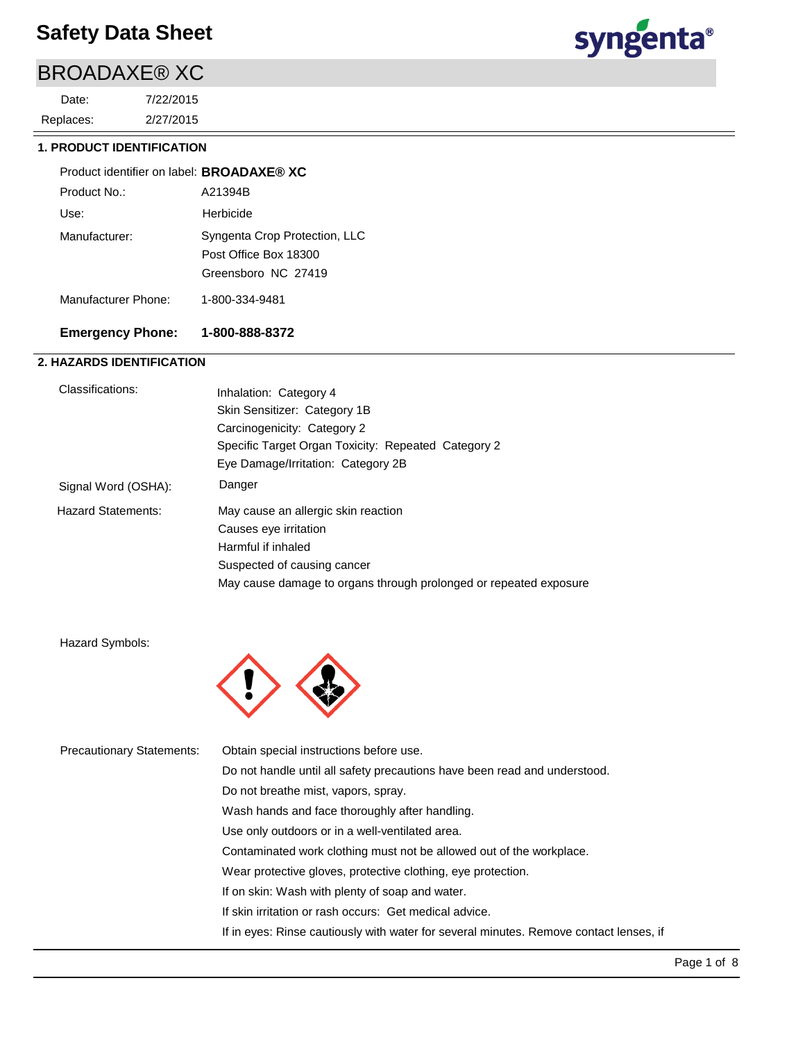# Safety Data Sheet

## BROADAXE® XC

Date: 7/22/2015

Replaces: 2/27/2015

### 1. PRODUCT IDENTIFICATION

Product identifier on label: **BROADAXE® XC**

Product No.: A21394B

Use: Herbicide

Manufacturer: Syngenta Crop Protection, LLC
Post Office Box 18300
Greensboro NC 27419

Manufacturer Phone: 1-800-334-9481

**Emergency Phone: 1-800-888-8372**

### 2. HAZARDS IDENTIFICATION

Classifications:
Inhalation: Category 4
Skin Sensitizer: Category 1B
Carcinogenicity: Category 2
Specific Target Organ Toxicity: Repeated Category 2
Eye Damage/Irritation: Category 2B

Signal Word (OSHA): Danger

Hazard Statements:
May cause an allergic skin reaction
Causes eye irritation
Harmful if inhaled
Suspected of causing cancer
May cause damage to organs through prolonged or repeated exposure

Hazard Symbols:

Precautionary Statements:
Obtain special instructions before use.
Do not handle until all safety precautions have been read and understood.
Do not breathe mist, vapors, spray.
Wash hands and face thoroughly after handling.
Use only outdoors or in a well-ventilated area.
Contaminated work clothing must not be allowed out of the workplace.
Wear protective gloves, protective clothing, eye protection.
If on skin: Wash with plenty of soap and water.
If skin irritation or rash occurs: Get medical advice.
If in eyes: Rinse cautiously with water for several minutes. Remove contact lenses, if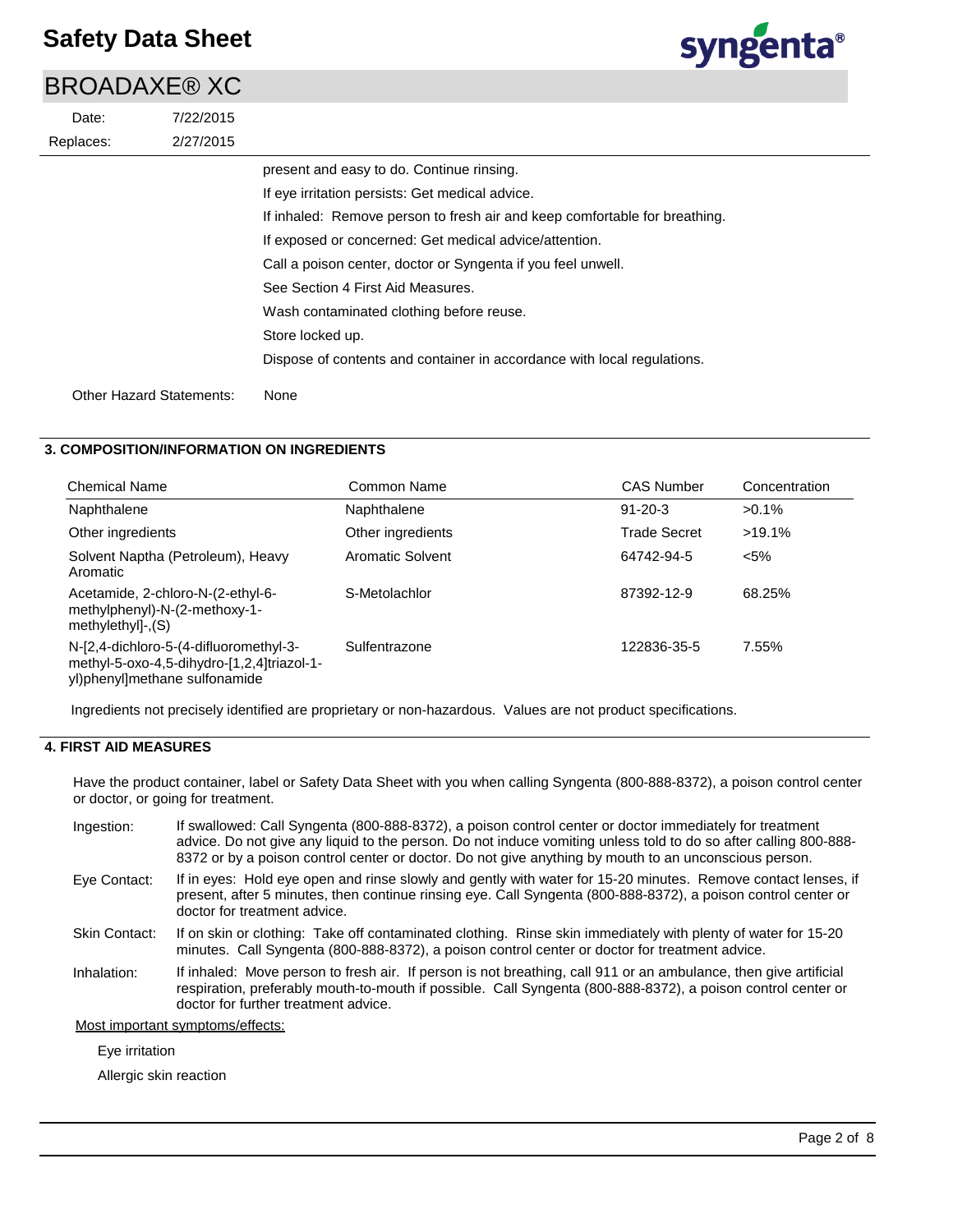present and easy to do. Continue rinsing.

If eye irritation persists: Get medical advice.

If inhaled: Remove person to fresh air and keep comfortable for breathing.

If exposed or concerned: Get medical advice/attention.

Call a poison center, doctor or Syngenta if you feel unwell.

See Section 4 First Aid Measures.

Wash contaminated clothing before reuse.

Store locked up.

Dispose of contents and container in accordance with local regulations.

Other Hazard Statements: None

## 3. COMPOSITION/INFORMATION ON INGREDIENTS

| Chemical Name | Common Name | CAS Number | Concentration |
|---|---|---|---|
| Naphthalene | Naphthalene | 91-20-3 | >0.1% |
| Other ingredients | Other ingredients | Trade Secret | >19.1% |
| Solvent Naptha (Petroleum), Heavy Aromatic | Aromatic Solvent | 64742-94-5 | <5% |
| Acetamide, 2-chloro-N-(2-ethyl-6-methylphenyl)-N-(2-methoxy-1-methylethyl]-,(S) | S-Metolachlor | 87392-12-9 | 68.25% |
| N-[2,4-dichloro-5-(4-difluoromethyl-3-methyl-5-oxo-4,5-dihydro-[1,2,4]triazol-1-yl)phenyl]methane sulfonamide | Sulfentrazone | 122836-35-5 | 7.55% |

Ingredients not precisely identified are proprietary or non-hazardous. Values are not product specifications.

## 4. FIRST AID MEASURES

Have the product container, label or Safety Data Sheet with you when calling Syngenta (800-888-8372), a poison control center or doctor, or going for treatment.

Ingestion: If swallowed: Call Syngenta (800-888-8372), a poison control center or doctor immediately for treatment advice. Do not give any liquid to the person. Do not induce vomiting unless told to do so after calling 800-888-8372 or by a poison control center or doctor. Do not give anything by mouth to an unconscious person.

Eye Contact: If in eyes: Hold eye open and rinse slowly and gently with water for 15-20 minutes. Remove contact lenses, if present, after 5 minutes, then continue rinsing eye. Call Syngenta (800-888-8372), a poison control center or doctor for treatment advice.

Skin Contact: If on skin or clothing: Take off contaminated clothing. Rinse skin immediately with plenty of water for 15-20 minutes. Call Syngenta (800-888-8372), a poison control center or doctor for treatment advice.

Inhalation: If inhaled: Move person to fresh air. If person is not breathing, call 911 or an ambulance, then give artificial respiration, preferably mouth-to-mouth if possible. Call Syngenta (800-888-8372), a poison control center or doctor for further treatment advice.

Most important symptoms/effects:

Eye irritation

Allergic skin reaction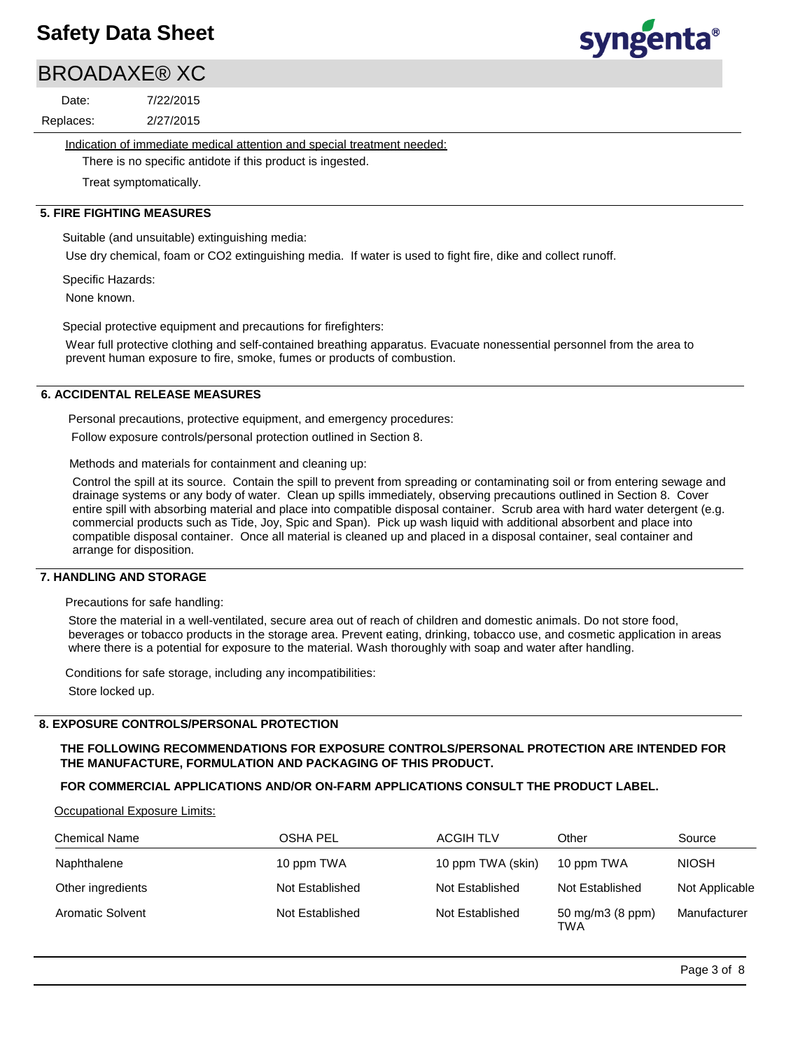Indication of immediate medical attention and special treatment needed:

There is no specific antidote if this product is ingested.

Treat symptomatically.

## 5. FIRE FIGHTING MEASURES

Suitable (and unsuitable) extinguishing media:

Use dry chemical, foam or CO2 extinguishing media. If water is used to fight fire, dike and collect runoff.

Specific Hazards:

None known.

Special protective equipment and precautions for firefighters:

Wear full protective clothing and self-contained breathing apparatus. Evacuate nonessential personnel from the area to prevent human exposure to fire, smoke, fumes or products of combustion.

## 6. ACCIDENTAL RELEASE MEASURES

Personal precautions, protective equipment, and emergency procedures:

Follow exposure controls/personal protection outlined in Section 8.

Methods and materials for containment and cleaning up:

Control the spill at its source. Contain the spill to prevent from spreading or contaminating soil or from entering sewage and drainage systems or any body of water. Clean up spills immediately, observing precautions outlined in Section 8. Cover entire spill with absorbing material and place into compatible disposal container. Scrub area with hard water detergent (e.g. commercial products such as Tide, Joy, Spic and Span). Pick up wash liquid with additional absorbent and place into compatible disposal container. Once all material is cleaned up and placed in a disposal container, seal container and arrange for disposition.

## 7. HANDLING AND STORAGE

Precautions for safe handling:

Store the material in a well-ventilated, secure area out of reach of children and domestic animals. Do not store food, beverages or tobacco products in the storage area. Prevent eating, drinking, tobacco use, and cosmetic application in areas where there is a potential for exposure to the material. Wash thoroughly with soap and water after handling.

Conditions for safe storage, including any incompatibilities:

Store locked up.

## 8. EXPOSURE CONTROLS/PERSONAL PROTECTION

**THE FOLLOWING RECOMMENDATIONS FOR EXPOSURE CONTROLS/PERSONAL PROTECTION ARE INTENDED FOR THE MANUFACTURE, FORMULATION AND PACKAGING OF THIS PRODUCT.**

**FOR COMMERCIAL APPLICATIONS AND/OR ON-FARM APPLICATIONS CONSULT THE PRODUCT LABEL.**

Occupational Exposure Limits:

| Chemical Name | OSHA PEL | ACGIH TLV | Other | Source |
|---|---|---|---|---|
| Naphthalene | 10 ppm TWA | 10 ppm TWA (skin) | 10 ppm TWA | NIOSH |
| Other ingredients | Not Established | Not Established | Not Established | Not Applicable |
| Aromatic Solvent | Not Established | Not Established | 50 mg/m3 (8 ppm) TWA | Manufacturer |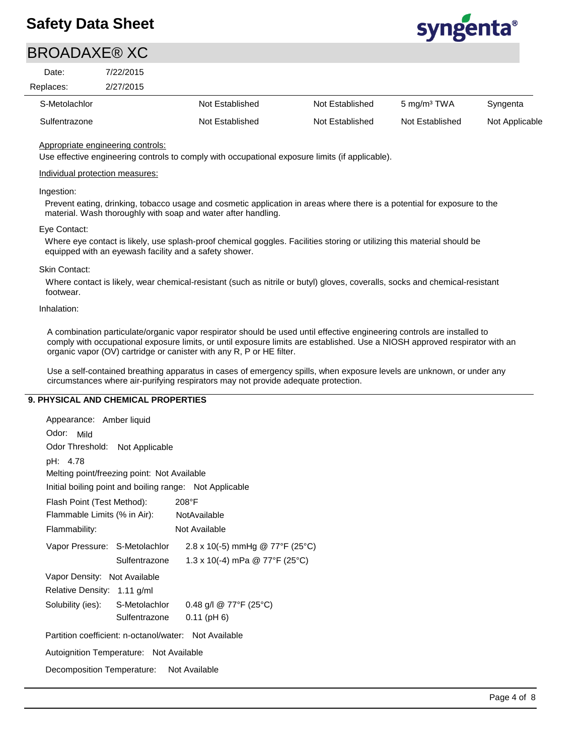| | | | | |
|---|---|---|---|---|
| S-Metolachlor | Not Established | Not Established | 5 mg/m³ TWA | Syngenta |
| Sulfentrazone | Not Established | Not Established | Not Established | Not Applicable |

Appropriate engineering controls:

Use effective engineering controls to comply with occupational exposure limits (if applicable).

Individual protection measures:

Ingestion:

Prevent eating, drinking, tobacco usage and cosmetic application in areas where there is a potential for exposure to the material. Wash thoroughly with soap and water after handling.

Eye Contact:

Where eye contact is likely, use splash-proof chemical goggles. Facilities storing or utilizing this material should be equipped with an eyewash facility and a safety shower.

Skin Contact:

Where contact is likely, wear chemical-resistant (such as nitrile or butyl) gloves, coveralls, socks and chemical-resistant footwear.

Inhalation:

A combination particulate/organic vapor respirator should be used until effective engineering controls are installed to comply with occupational exposure limits, or until exposure limits are established. Use a NIOSH approved respirator with an organic vapor (OV) cartridge or canister with any R, P or HE filter.

Use a self-contained breathing apparatus in cases of emergency spills, when exposure levels are unknown, or under any circumstances where air-purifying respirators may not provide adequate protection.

## 9. PHYSICAL AND CHEMICAL PROPERTIES

Appearance: Amber liquid

Odor: Mild

Odor Threshold: Not Applicable

pH: 4.78

Melting point/freezing point: Not Available

Initial boiling point and boiling range: Not Applicable

Flash Point (Test Method): 208°F

Flammable Limits (% in Air): NotAvailable

Flammability: Not Available

Vapor Pressure: S-Metolachlor $2.8 \times 10^{-5}$ mmHg @ 77°F (25°C)
Sulfentrazone $1.3 \times 10^{-4}$ mPa @ 77°F (25°C)

Vapor Density: Not Available

Relative Density: 1.11 g/ml

Solubility (ies): S-Metolachlor 0.48 g/l @ 77°F (25°C)
Sulfentrazone 0.11 (pH 6)

Partition coefficient: n-octanol/water: Not Available

Autoignition Temperature: Not Available

Decomposition Temperature: Not Available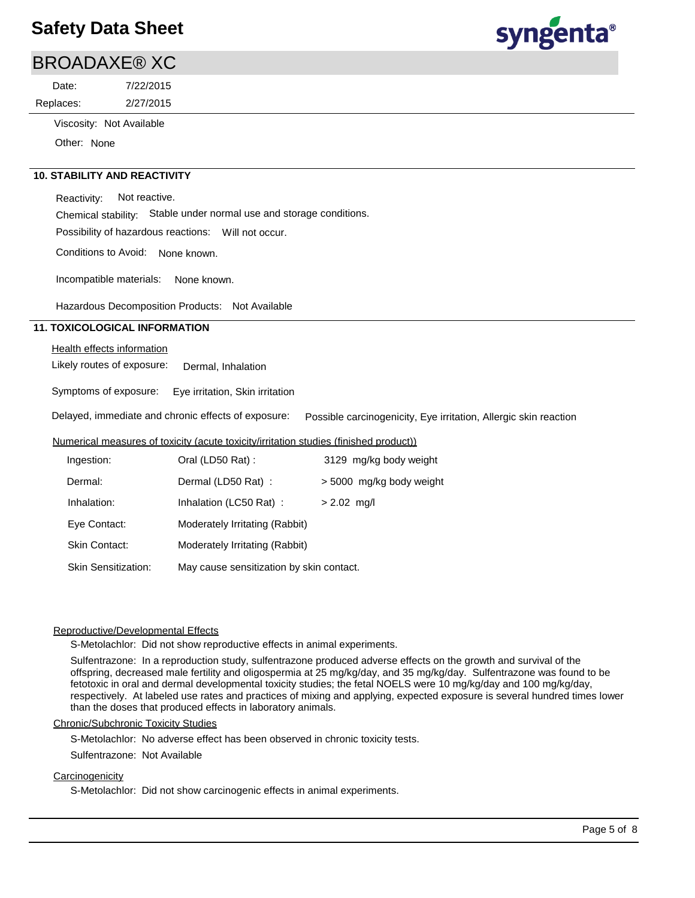Viscosity: Not Available

Other: None

## 10. STABILITY AND REACTIVITY

Reactivity: Not reactive.

Chemical stability: Stable under normal use and storage conditions.

Possibility of hazardous reactions: Will not occur.

Conditions to Avoid: None known.

Incompatible materials: None known.

Hazardous Decomposition Products: Not Available

## 11. TOXICOLOGICAL INFORMATION

Health effects information

Likely routes of exposure: Dermal, Inhalation

Symptoms of exposure: Eye irritation, Skin irritation

Delayed, immediate and chronic effects of exposure: Possible carcinogenicity, Eye irritation, Allergic skin reaction

Numerical measures of toxicity (acute toxicity/irritation studies (finished product))

| | | |
|---|---|---|
| Ingestion: | Oral (LD50 Rat) : | 3129 mg/kg body weight |
| Dermal: | Dermal (LD50 Rat) : | > 5000 mg/kg body weight |
| Inhalation: | Inhalation (LC50 Rat) : | > 2.02 mg/l |
| Eye Contact: | Moderately Irritating (Rabbit) | |
| Skin Contact: | Moderately Irritating (Rabbit) | |
| Skin Sensitization: | May cause sensitization by skin contact. | |

Reproductive/Developmental Effects

S-Metolachlor: Did not show reproductive effects in animal experiments.

Sulfentrazone: In a reproduction study, sulfentrazone produced adverse effects on the growth and survival of the offspring, decreased male fertility and oligospermia at 25 mg/kg/day, and 35 mg/kg/day. Sulfentrazone was found to be fetotoxic in oral and dermal developmental toxicity studies; the fetal NOELS were 10 mg/kg/day and 100 mg/kg/day, respectively. At labeled use rates and practices of mixing and applying, expected exposure is several hundred times lower than the doses that produced effects in laboratory animals.

Chronic/Subchronic Toxicity Studies

S-Metolachlor: No adverse effect has been observed in chronic toxicity tests.

Sulfentrazone: Not Available

Carcinogenicity

S-Metolachlor: Did not show carcinogenic effects in animal experiments.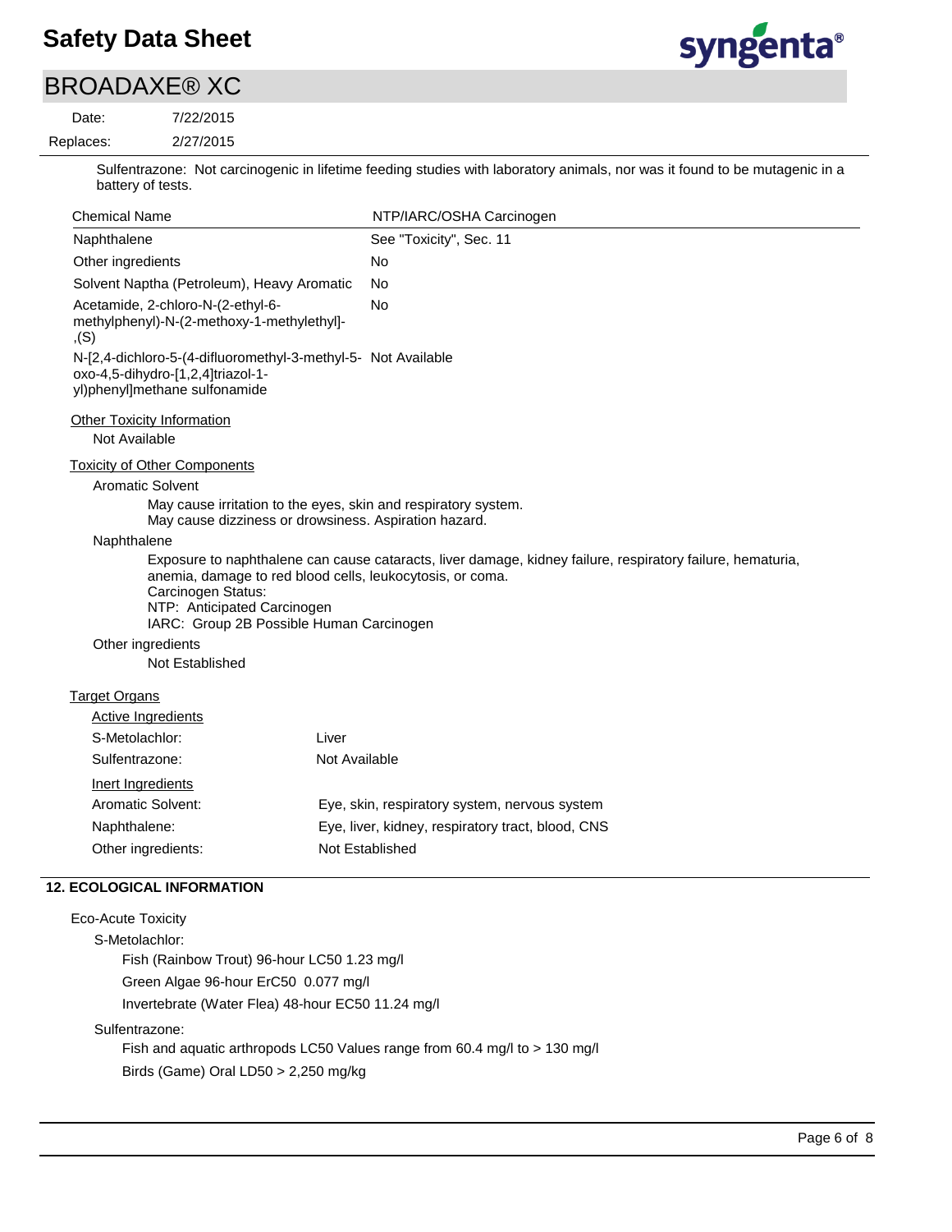Sulfentrazone: Not carcinogenic in lifetime feeding studies with laboratory animals, nor was it found to be mutagenic in a battery of tests.

| Chemical Name | NTP/IARC/OSHA Carcinogen |
| --- | --- |
| Naphthalene | See "Toxicity", Sec. 11 |
| Other ingredients | No |
| Solvent Naptha (Petroleum), Heavy Aromatic | No |
| Acetamide, 2-chloro-N-(2-ethyl-6-methylphenyl)-N-(2-methoxy-1-methylethyl]-,(S) | No |
| N-[2,4-dichloro-5-(4-difluoromethyl-3-methyl-5-oxo-4,5-dihydro-[1,2,4]triazol-1-yl)phenyl]methane sulfonamide | Not Available |

Other Toxicity Information

Not Available

Toxicity of Other Components

Aromatic Solvent

May cause irritation to the eyes, skin and respiratory system.
May cause dizziness or drowsiness. Aspiration hazard.

Naphthalene

Exposure to naphthalene can cause cataracts, liver damage, kidney failure, respiratory failure, hematuria, anemia, damage to red blood cells, leukocytosis, or coma.
Carcinogen Status:
NTP: Anticipated Carcinogen
IARC: Group 2B Possible Human Carcinogen

Other ingredients

Not Established

Target Organs

Active Ingredients

S-Metolachlor: Liver

Sulfentrazone: Not Available

Inert Ingredients

Aromatic Solvent: Eye, skin, respiratory system, nervous system

Naphthalene: Eye, liver, kidney, respiratory tract, blood, CNS

Other ingredients: Not Established

## 12. ECOLOGICAL INFORMATION

Eco-Acute Toxicity

S-Metolachlor:

Fish (Rainbow Trout) 96-hour LC50 1.23 mg/l

Green Algae 96-hour ErC50 0.077 mg/l

Invertebrate (Water Flea) 48-hour EC50 11.24 mg/l

Sulfentrazone:

Fish and aquatic arthropods LC50 Values range from 60.4 mg/l to > 130 mg/l

Birds (Game) Oral LD50 > 2,250 mg/kg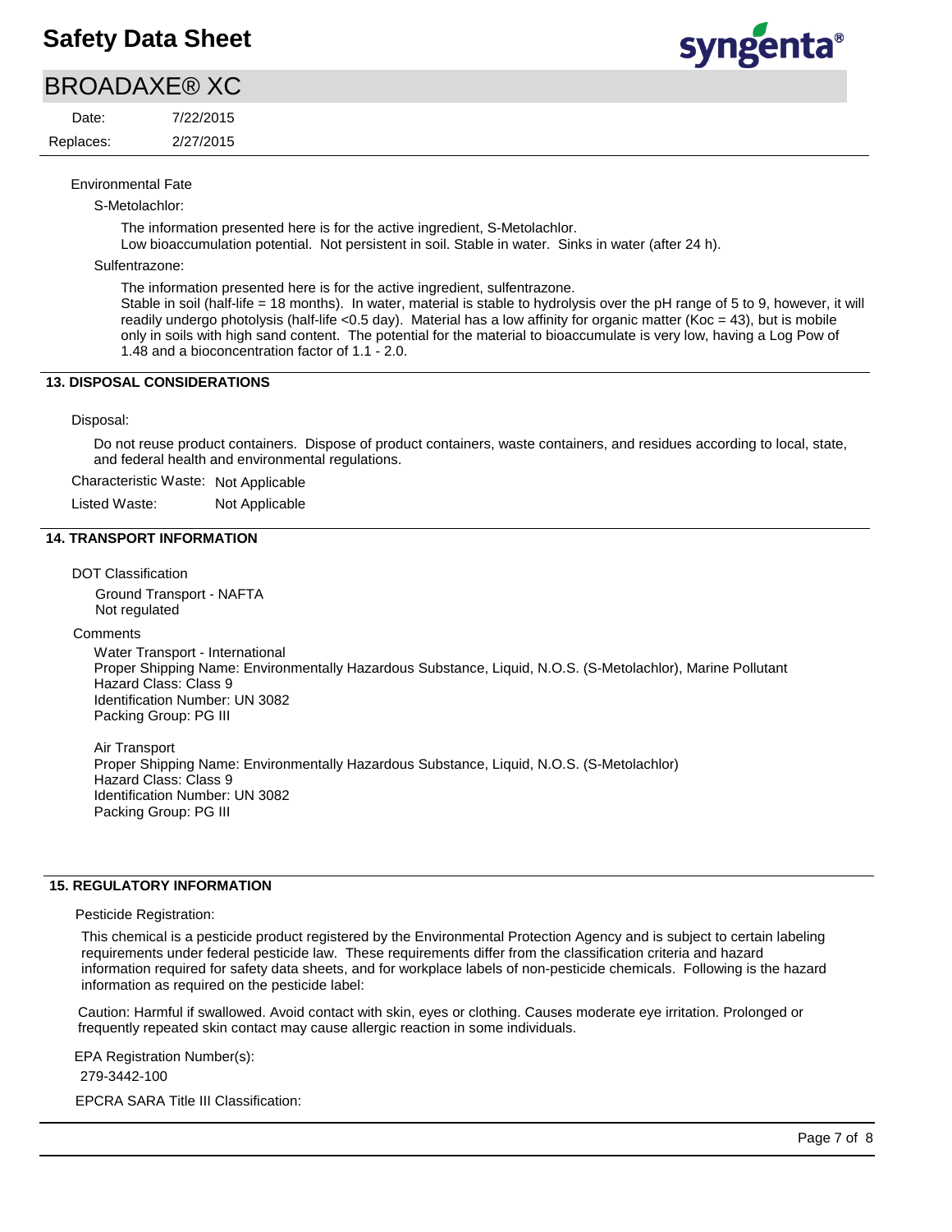Environmental Fate

S-Metolachlor:

The information presented here is for the active ingredient, S-Metolachlor.
Low bioaccumulation potential. Not persistent in soil. Stable in water. Sinks in water (after 24 h).

Sulfentrazone:

The information presented here is for the active ingredient, sulfentrazone.
Stable in soil (half-life = 18 months). In water, material is stable to hydrolysis over the pH range of 5 to 9, however, it will readily undergo photolysis (half-life <0.5 day). Material has a low affinity for organic matter (Koc = 43), but is mobile only in soils with high sand content. The potential for the material to bioaccumulate is very low, having a Log Pow of 1.48 and a bioconcentration factor of 1.1 - 2.0.

## 13. DISPOSAL CONSIDERATIONS

Disposal:

Do not reuse product containers. Dispose of product containers, waste containers, and residues according to local, state, and federal health and environmental regulations.

Characteristic Waste: Not Applicable

Listed Waste: Not Applicable

## 14. TRANSPORT INFORMATION

DOT Classification

Ground Transport - NAFTA
Not regulated

Comments

Water Transport - International
Proper Shipping Name: Environmentally Hazardous Substance, Liquid, N.O.S. (S-Metolachlor), Marine Pollutant
Hazard Class: Class 9
Identification Number: UN 3082
Packing Group: PG III

Air Transport
Proper Shipping Name: Environmentally Hazardous Substance, Liquid, N.O.S. (S-Metolachlor)
Hazard Class: Class 9
Identification Number: UN 3082
Packing Group: PG III

## 15. REGULATORY INFORMATION

Pesticide Registration:

This chemical is a pesticide product registered by the Environmental Protection Agency and is subject to certain labeling requirements under federal pesticide law. These requirements differ from the classification criteria and hazard information required for safety data sheets, and for workplace labels of non-pesticide chemicals. Following is the hazard information as required on the pesticide label:

Caution: Harmful if swallowed. Avoid contact with skin, eyes or clothing. Causes moderate eye irritation. Prolonged or frequently repeated skin contact may cause allergic reaction in some individuals.

EPA Registration Number(s):

279-3442-100

EPCRA SARA Title III Classification: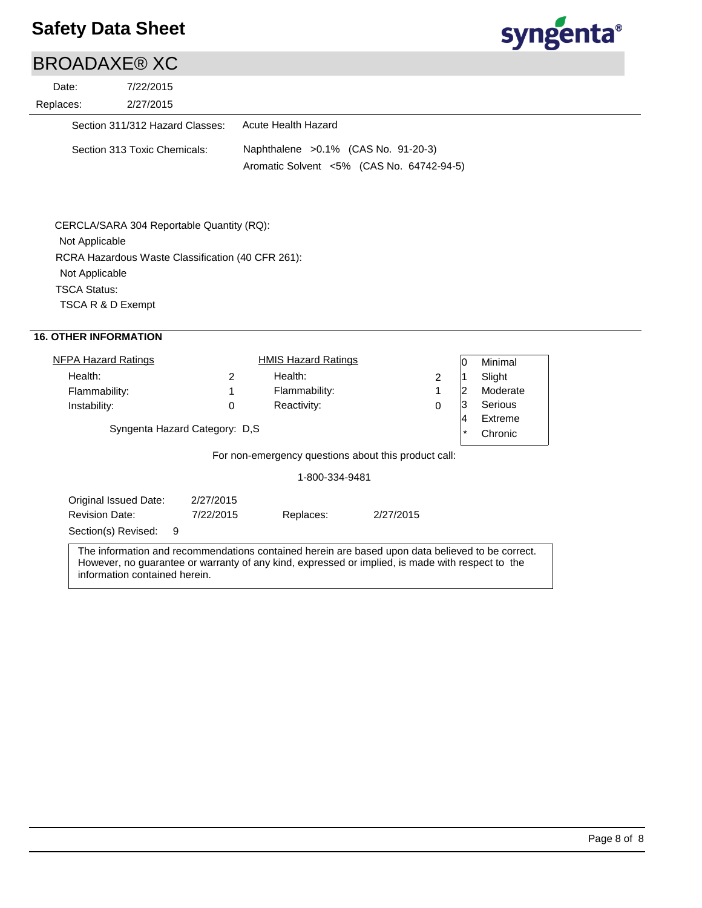Section 311/312 Hazard Classes: Acute Health Hazard

Section 313 Toxic Chemicals: Naphthalene >0.1% (CAS No. 91-20-3)
Aromatic Solvent <5% (CAS No. 64742-94-5)

CERCLA/SARA 304 Reportable Quantity (RQ):
Not Applicable

RCRA Hazardous Waste Classification (40 CFR 261):
Not Applicable

TSCA Status:
TSCA R & D Exempt

## 16. OTHER INFORMATION

| NFPA Hazard Ratings | | HMIS Hazard Ratings | | | |
|---|---|---|---|---|---|
| Health: | 2 | Health: | 2 | 0 | Minimal |
| Flammability: | 1 | Flammability: | 1 | 1 | Slight |
| Instability: | 0 | Reactivity: | 0 | 2 | Moderate |
| | | | | 3 | Serious |
| | | | | 4 | Extreme |
| | | | | * | Chronic |

Syngenta Hazard Category: D,S

For non-emergency questions about this product call:

1-800-334-9481

Original Issued Date: 2/27/2015
Revision Date: 7/22/2015 Replaces: 2/27/2015
Section(s) Revised: 9

The information and recommendations contained herein are based upon data believed to be correct. However, no guarantee or warranty of any kind, expressed or implied, is made with respect to the information contained herein.